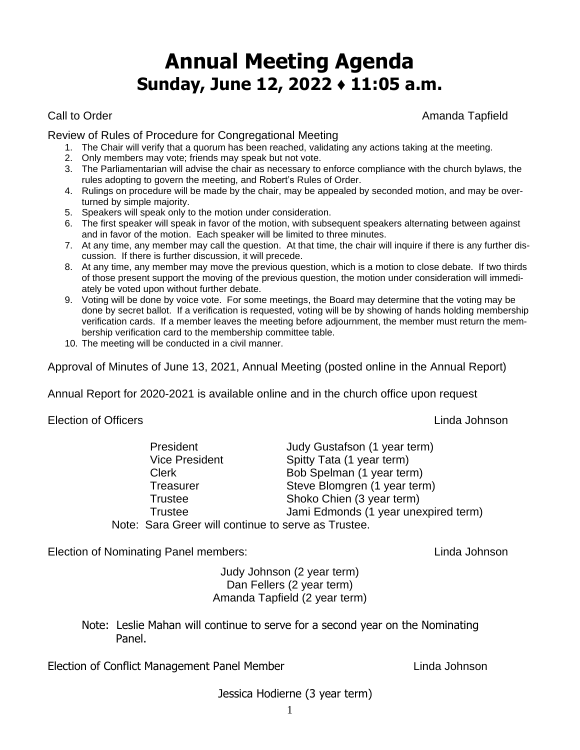# Annual Meeting Agenda
## Sunday, June 12, 2022 ♦ 11:05 a.m.

Call to Order — Amanda Tapfield

Review of Rules of Procedure for Congregational Meeting

1. The Chair will verify that a quorum has been reached, validating any actions taking at the meeting.
2. Only members may vote; friends may speak but not vote.
3. The Parliamentarian will advise the chair as necessary to enforce compliance with the church bylaws, the rules adopting to govern the meeting, and Robert's Rules of Order.
4. Rulings on procedure will be made by the chair, may be appealed by seconded motion, and may be overturned by simple majority.
5. Speakers will speak only to the motion under consideration.
6. The first speaker will speak in favor of the motion, with subsequent speakers alternating between against and in favor of the motion. Each speaker will be limited to three minutes.
7. At any time, any member may call the question. At that time, the chair will inquire if there is any further discussion. If there is further discussion, it will precede.
8. At any time, any member may move the previous question, which is a motion to close debate. If two thirds of those present support the moving of the previous question, the motion under consideration will immediately be voted upon without further debate.
9. Voting will be done by voice vote. For some meetings, the Board may determine that the voting may be done by secret ballot. If a verification is requested, voting will be by showing of hands holding membership verification cards. If a member leaves the meeting before adjournment, the member must return the membership verification card to the membership committee table.
10. The meeting will be conducted in a civil manner.

Approval of Minutes of June 13, 2021, Annual Meeting (posted online in the Annual Report)

Annual Report for 2020-2021 is available online and in the church office upon request

Election of Officers — Linda Johnson

| Office | Nominee |
|---|---|
| President | Judy Gustafson (1 year term) |
| Vice President | Spitty Tata (1 year term) |
| Clerk | Bob Spelman (1 year term) |
| Treasurer | Steve Blomgren (1 year term) |
| Trustee | Shoko Chien (3 year term) |
| Trustee | Jami Edmonds (1 year unexpired term) |

Note: Sara Greer will continue to serve as Trustee.

Election of Nominating Panel members: — Linda Johnson

Judy Johnson (2 year term)
Dan Fellers (2 year term)
Amanda Tapfield (2 year term)

Note: Leslie Mahan will continue to serve for a second year on the Nominating Panel.

Election of Conflict Management Panel Member — Linda Johnson

Jessica Hodierne (3 year term)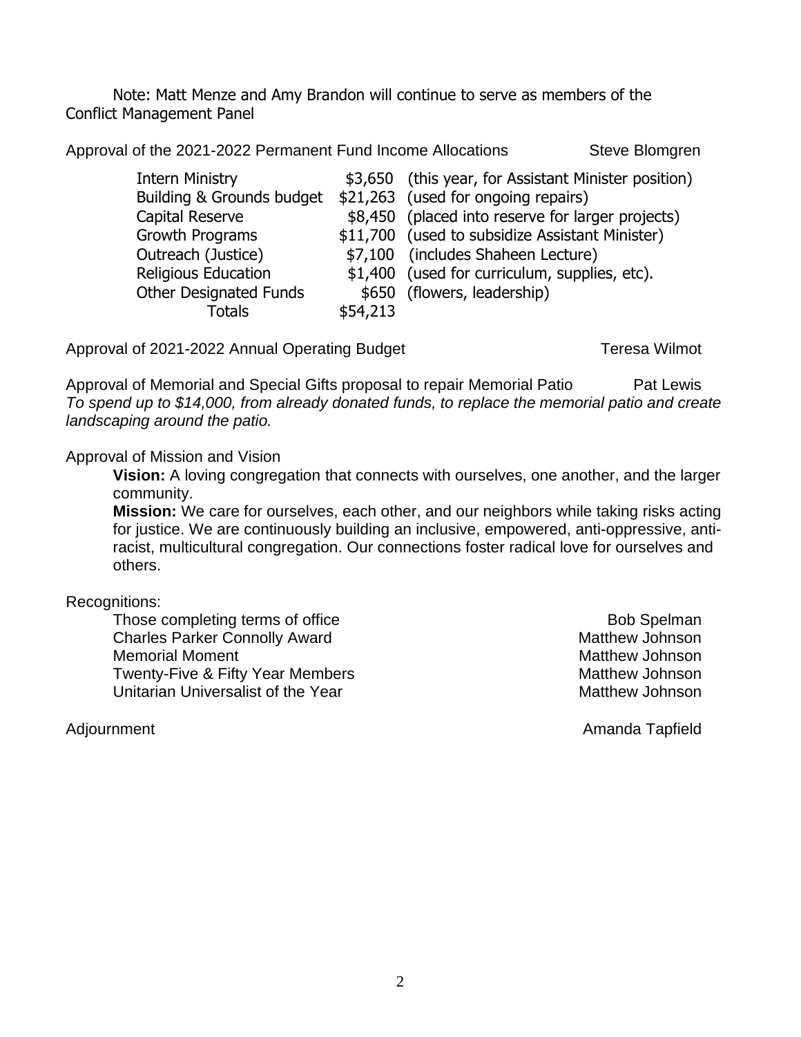Note: Matt Menze and Amy Brandon will continue to serve as members of the Conflict Management Panel

Approval of the 2021-2022 Permanent Fund Income Allocations — Steve Blomgren

| | | |
|---|---|---|
| Intern Ministry | $3,650 | (this year, for Assistant Minister position) |
| Building & Grounds budget | $21,263 | (used for ongoing repairs) |
| Capital Reserve | $8,450 | (placed into reserve for larger projects) |
| Growth Programs | $11,700 | (used to subsidize Assistant Minister) |
| Outreach (Justice) | $7,100 | (includes Shaheen Lecture) |
| Religious Education | $1,400 | (used for curriculum, supplies, etc). |
| Other Designated Funds | $650 | (flowers, leadership) |
| Totals | $54,213 | |

Approval of 2021-2022 Annual Operating Budget — Teresa Wilmot

Approval of Memorial and Special Gifts proposal to repair Memorial Patio — Pat Lewis
*To spend up to $14,000, from already donated funds, to replace the memorial patio and create landscaping around the patio.*

Approval of Mission and Vision

**Vision:** A loving congregation that connects with ourselves, one another, and the larger community.

**Mission:** We care for ourselves, each other, and our neighbors while taking risks acting for justice. We are continuously building an inclusive, empowered, anti-oppressive, anti-racist, multicultural congregation. Our connections foster radical love for ourselves and others.

Recognitions:

- Those completing terms of office — Bob Spelman
- Charles Parker Connolly Award — Matthew Johnson
- Memorial Moment — Matthew Johnson
- Twenty-Five & Fifty Year Members — Matthew Johnson
- Unitarian Universalist of the Year — Matthew Johnson

Adjournment — Amanda Tapfield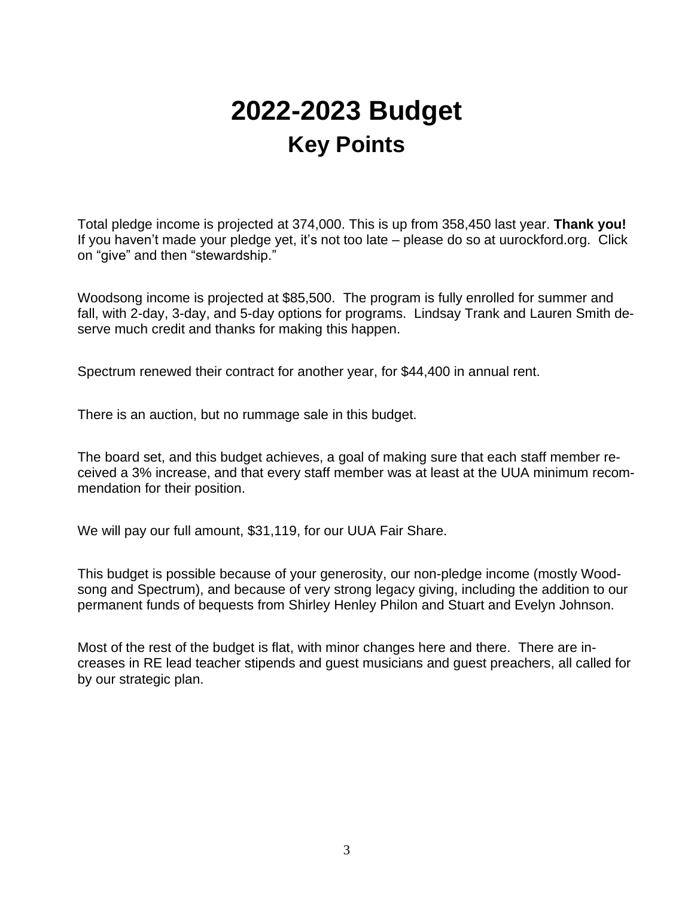# 2022-2023 Budget

## Key Points

Total pledge income is projected at 374,000. This is up from 358,450 last year. **Thank you!** If you haven't made your pledge yet, it's not too late – please do so at uurockford.org. Click on "give" and then "stewardship."

Woodsong income is projected at $85,500. The program is fully enrolled for summer and fall, with 2-day, 3-day, and 5-day options for programs. Lindsay Trank and Lauren Smith deserve much credit and thanks for making this happen.

Spectrum renewed their contract for another year, for $44,400 in annual rent.

There is an auction, but no rummage sale in this budget.

The board set, and this budget achieves, a goal of making sure that each staff member received a 3% increase, and that every staff member was at least at the UUA minimum recommendation for their position.

We will pay our full amount, $31,119, for our UUA Fair Share.

This budget is possible because of your generosity, our non-pledge income (mostly Woodsong and Spectrum), and because of very strong legacy giving, including the addition to our permanent funds of bequests from Shirley Henley Philon and Stuart and Evelyn Johnson.

Most of the rest of the budget is flat, with minor changes here and there. There are increases in RE lead teacher stipends and guest musicians and guest preachers, all called for by our strategic plan.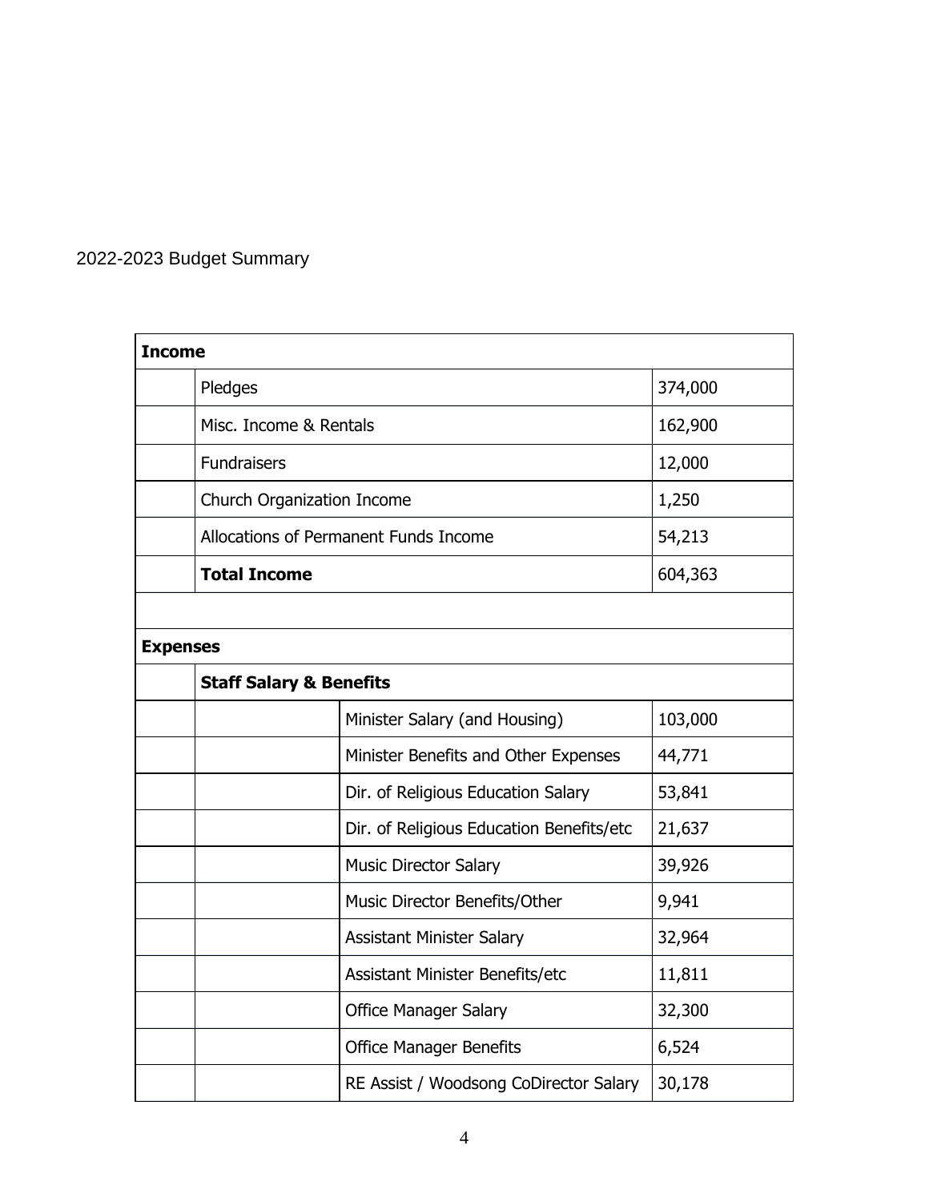2022-2023 Budget Summary

| **Income** | | | |
|---|---|---|---|
| | Pledges | | 374,000 |
| | Misc. Income & Rentals | | 162,900 |
| | Fundraisers | | 12,000 |
| | Church Organization Income | | 1,250 |
| | Allocations of Permanent Funds Income | | 54,213 |
| | **Total Income** | | 604,363 |
| | | | |
| **Expenses** | | | |
| | **Staff Salary & Benefits** | | |
| | | Minister Salary (and Housing) | 103,000 |
| | | Minister Benefits and Other Expenses | 44,771 |
| | | Dir. of Religious Education Salary | 53,841 |
| | | Dir. of Religious Education Benefits/etc | 21,637 |
| | | Music Director Salary | 39,926 |
| | | Music Director Benefits/Other | 9,941 |
| | | Assistant Minister Salary | 32,964 |
| | | Assistant Minister Benefits/etc | 11,811 |
| | | Office Manager Salary | 32,300 |
| | | Office Manager Benefits | 6,524 |
| | | RE Assist / Woodsong CoDirector Salary | 30,178 |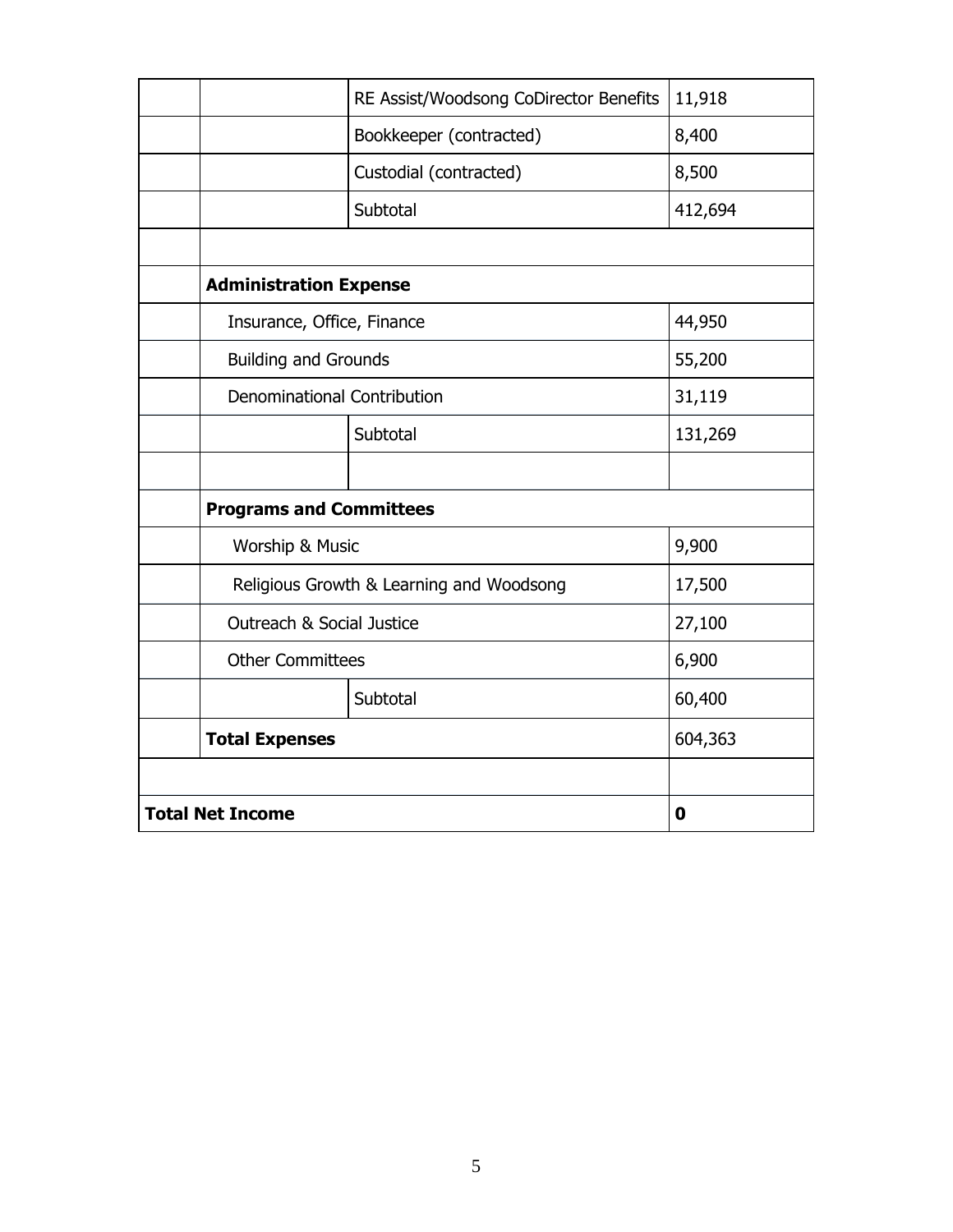| | | | |
|---|---|---|---|
| | | RE Assist/Woodsong CoDirector Benefits | 11,918 |
| | | Bookkeeper (contracted) | 8,400 |
| | | Custodial (contracted) | 8,500 |
| | | Subtotal | 412,694 |
| | | | |
| | **Administration Expense** | | |
| | Insurance, Office, Finance | | 44,950 |
| | Building and Grounds | | 55,200 |
| | Denominational Contribution | | 31,119 |
| | | Subtotal | 131,269 |
| | | | |
| | **Programs and Committees** | | |
| | Worship & Music | | 9,900 |
| | Religious Growth & Learning and Woodsong | | 17,500 |
| | Outreach & Social Justice | | 27,100 |
| | Other Committees | | 6,900 |
| | | Subtotal | 60,400 |
| | **Total Expenses** | | 604,363 |
| | | | |
| **Total Net Income** | | | **0** |